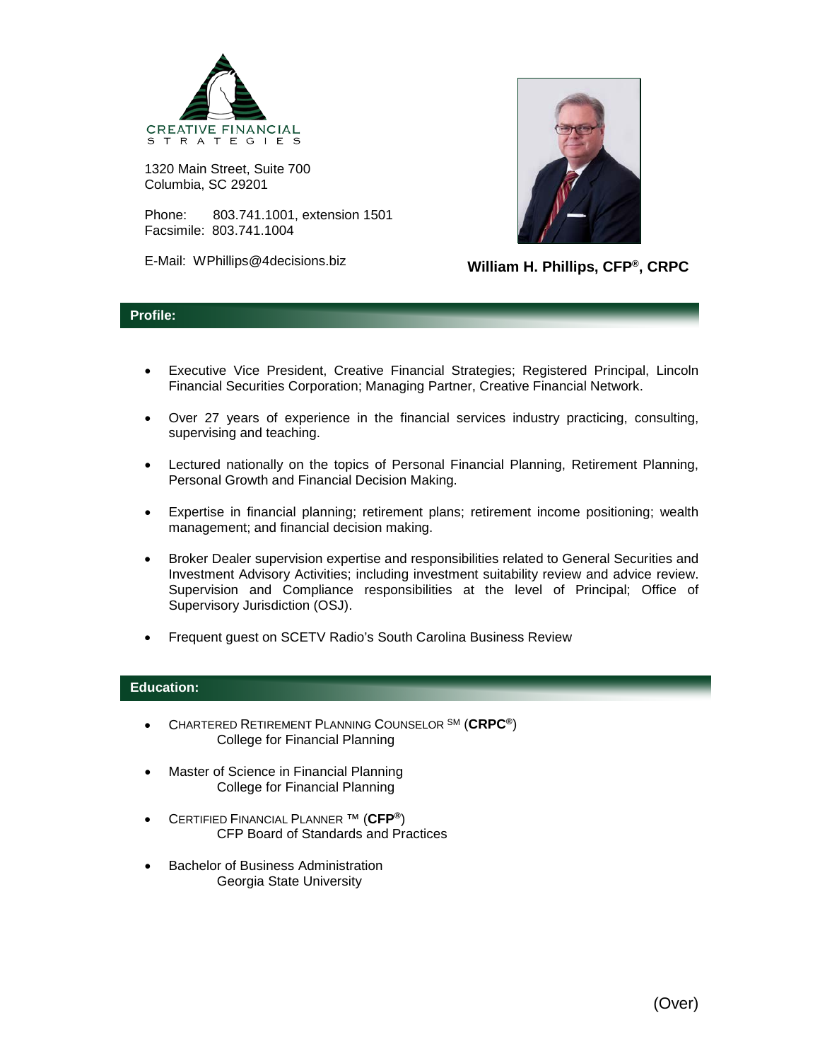CREATIVE FINANCIAL
STRATEGIES

1320 Main Street, Suite 700
Columbia, SC 29201

Phone: 803.741.1001, extension 1501
Facsimile: 803.741.1004

E-Mail: WPhillips@4decisions.biz

**William H. Phillips, CFP®, CRPC**

## Profile:

- Executive Vice President, Creative Financial Strategies; Registered Principal, Lincoln Financial Securities Corporation; Managing Partner, Creative Financial Network.
- Over 27 years of experience in the financial services industry practicing, consulting, supervising and teaching.
- Lectured nationally on the topics of Personal Financial Planning, Retirement Planning, Personal Growth and Financial Decision Making.
- Expertise in financial planning; retirement plans; retirement income positioning; wealth management; and financial decision making.
- Broker Dealer supervision expertise and responsibilities related to General Securities and Investment Advisory Activities; including investment suitability review and advice review. Supervision and Compliance responsibilities at the level of Principal; Office of Supervisory Jurisdiction (OSJ).
- Frequent guest on SCETV Radio's South Carolina Business Review

## Education:

- CHARTERED RETIREMENT PLANNING COUNSELOR SM (**CRPC®**)
  College for Financial Planning
- Master of Science in Financial Planning
  College for Financial Planning
- CERTIFIED FINANCIAL PLANNER ™ (**CFP®**)
  CFP Board of Standards and Practices
- Bachelor of Business Administration
  Georgia State University

(Over)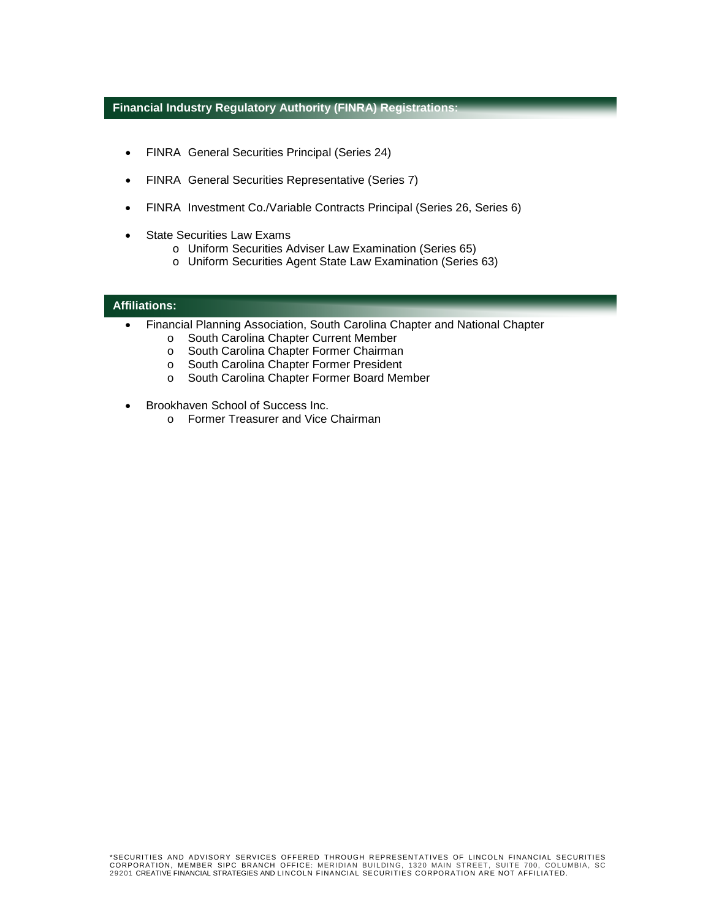## Financial Industry Regulatory Authority (FINRA) Registrations:

- FINRA General Securities Principal (Series 24)
- FINRA General Securities Representative (Series 7)
- FINRA Investment Co./Variable Contracts Principal (Series 26, Series 6)
- State Securities Law Exams
  - Uniform Securities Adviser Law Examination (Series 65)
  - Uniform Securities Agent State Law Examination (Series 63)

## Affiliations:

- Financial Planning Association, South Carolina Chapter and National Chapter
  - South Carolina Chapter Current Member
  - South Carolina Chapter Former Chairman
  - South Carolina Chapter Former President
  - South Carolina Chapter Former Board Member
- Brookhaven School of Success Inc.
  - Former Treasurer and Vice Chairman

*SECURITIES AND ADVISORY SERVICES OFFERED THROUGH REPRESENTATIVES OF LINCOLN FINANCIAL SECURITIES CORPORATION, MEMBER SIPC BRANCH OFFICE: MERIDIAN BUILDING, 1320 MAIN STREET, SUITE 700, COLUMBIA, SC 29201 CREATIVE FINANCIAL STRATEGIES AND LINCOLN FINANCIAL SECURITIES CORPORATION ARE NOT AFFILIATED.